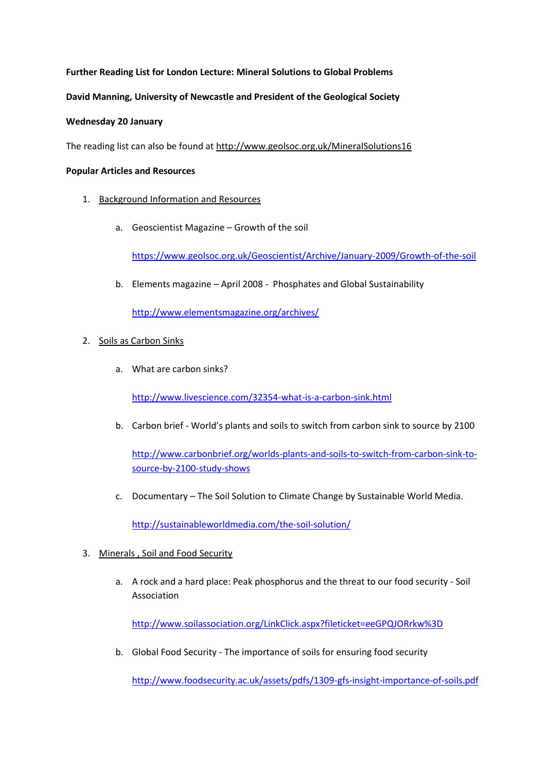**Further Reading List for London Lecture: Mineral Solutions to Global Problems**

**David Manning, University of Newcastle and President of the Geological Society**

**Wednesday 20 January**

The reading list can also be found at http://www.geolsoc.org.uk/MineralSolutions16

**Popular Articles and Resources**

1. Background Information and Resources

   a. Geoscientist Magazine – Growth of the soil

      https://www.geolsoc.org.uk/Geoscientist/Archive/January-2009/Growth-of-the-soil

   b. Elements magazine – April 2008 - Phosphates and Global Sustainability

      http://www.elementsmagazine.org/archives/

2. Soils as Carbon Sinks

   a. What are carbon sinks?

      http://www.livescience.com/32354-what-is-a-carbon-sink.html

   b. Carbon brief - World's plants and soils to switch from carbon sink to source by 2100

      http://www.carbonbrief.org/worlds-plants-and-soils-to-switch-from-carbon-sink-to-source-by-2100-study-shows

   c. Documentary – The Soil Solution to Climate Change by Sustainable World Media.

      http://sustainableworldmedia.com/the-soil-solution/

3. Minerals , Soil and Food Security

   a. A rock and a hard place: Peak phosphorus and the threat to our food security - Soil Association

      http://www.soilassociation.org/LinkClick.aspx?fileticket=eeGPQJORrkw%3D

   b. Global Food Security - The importance of soils for ensuring food security

      http://www.foodsecurity.ac.uk/assets/pdfs/1309-gfs-insight-importance-of-soils.pdf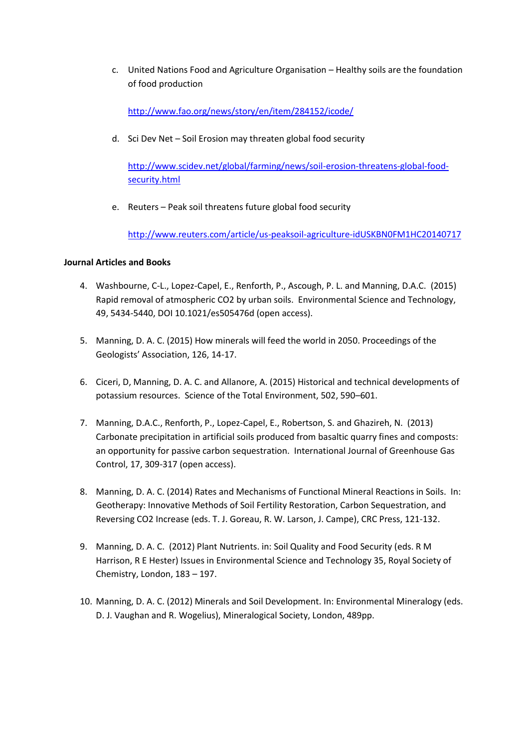c. United Nations Food and Agriculture Organisation – Healthy soils are the foundation of food production

   http://www.fao.org/news/story/en/item/284152/icode/

d. Sci Dev Net – Soil Erosion may threaten global food security

   http://www.scidev.net/global/farming/news/soil-erosion-threatens-global-food-security.html

e. Reuters – Peak soil threatens future global food security

   http://www.reuters.com/article/us-peaksoil-agriculture-idUSKBN0FM1HC20140717

**Journal Articles and Books**

4. Washbourne, C-L., Lopez-Capel, E., Renforth, P., Ascough, P. L. and Manning, D.A.C. (2015) Rapid removal of atmospheric CO2 by urban soils. Environmental Science and Technology, 49, 5434-5440, DOI 10.1021/es505476d (open access).

5. Manning, D. A. C. (2015) How minerals will feed the world in 2050. Proceedings of the Geologists' Association, 126, 14-17.

6. Ciceri, D, Manning, D. A. C. and Allanore, A. (2015) Historical and technical developments of potassium resources. Science of the Total Environment, 502, 590–601.

7. Manning, D.A.C., Renforth, P., Lopez-Capel, E., Robertson, S. and Ghazireh, N. (2013) Carbonate precipitation in artificial soils produced from basaltic quarry fines and composts: an opportunity for passive carbon sequestration. International Journal of Greenhouse Gas Control, 17, 309-317 (open access).

8. Manning, D. A. C. (2014) Rates and Mechanisms of Functional Mineral Reactions in Soils. In: Geotherapy: Innovative Methods of Soil Fertility Restoration, Carbon Sequestration, and Reversing CO2 Increase (eds. T. J. Goreau, R. W. Larson, J. Campe), CRC Press, 121-132.

9. Manning, D. A. C. (2012) Plant Nutrients. in: Soil Quality and Food Security (eds. R M Harrison, R E Hester) Issues in Environmental Science and Technology 35, Royal Society of Chemistry, London, 183 – 197.

10. Manning, D. A. C. (2012) Minerals and Soil Development. In: Environmental Mineralogy (eds. D. J. Vaughan and R. Wogelius), Mineralogical Society, London, 489pp.